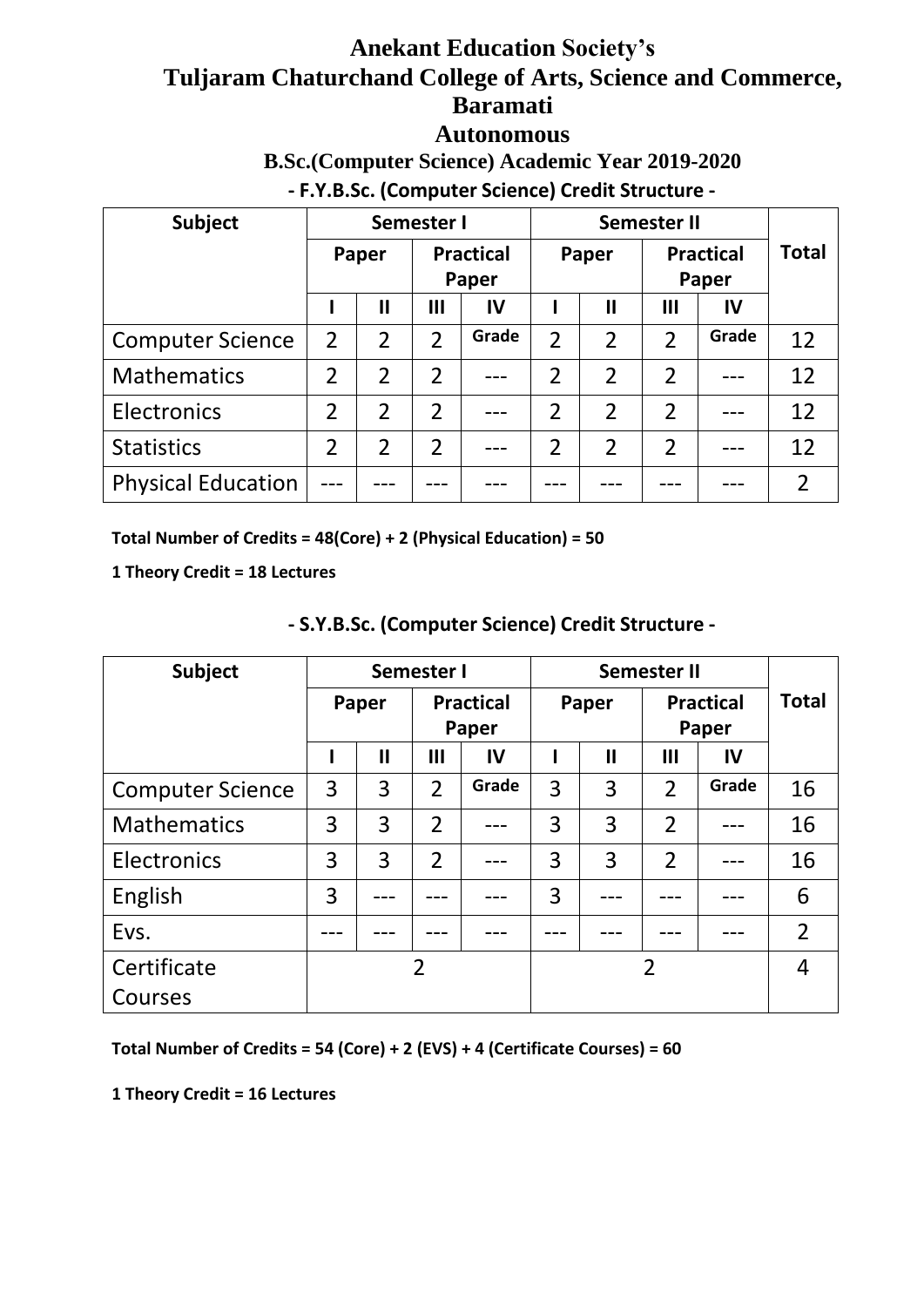# Anekant Education Society's
# Tuljaram Chaturchand College of Arts, Science and Commerce, Baramati
## Autonomous
### B.Sc.(Computer Science) Academic Year 2019-2020

**- F.Y.B.Sc. (Computer Science) Credit Structure -**

| Subject | Semester I | | | | Semester II | | | | Total |
|---|---|---|---|---|---|---|---|---|---|
| | Paper | | Practical Paper | | Paper | | Practical Paper | | |
| | I | II | III | IV | I | II | III | IV | |
| Computer Science | 2 | 2 | 2 | Grade | 2 | 2 | 2 | Grade | 12 |
| Mathematics | 2 | 2 | 2 | --- | 2 | 2 | 2 | --- | 12 |
| Electronics | 2 | 2 | 2 | --- | 2 | 2 | 2 | --- | 12 |
| Statistics | 2 | 2 | 2 | --- | 2 | 2 | 2 | --- | 12 |
| Physical Education | --- | --- | --- | --- | --- | --- | --- | --- | 2 |

**Total Number of Credits = 48(Core) + 2 (Physical Education) = 50**

**1 Theory Credit = 18 Lectures**

**- S.Y.B.Sc. (Computer Science) Credit Structure -**

| Subject | Semester I | | | | Semester II | | | | Total |
|---|---|---|---|---|---|---|---|---|---|
| | Paper | | Practical Paper | | Paper | | Practical Paper | | |
| | I | II | III | IV | I | II | III | IV | |
| Computer Science | 3 | 3 | 2 | Grade | 3 | 3 | 2 | Grade | 16 |
| Mathematics | 3 | 3 | 2 | --- | 3 | 3 | 2 | --- | 16 |
| Electronics | 3 | 3 | 2 | --- | 3 | 3 | 2 | --- | 16 |
| English | 3 | --- | --- | --- | 3 | --- | --- | --- | 6 |
| Evs. | --- | --- | --- | --- | --- | --- | --- | --- | 2 |
| Certificate Courses | 2 | | | | 2 | | | | 4 |

**Total Number of Credits = 54 (Core) + 2 (EVS) + 4 (Certificate Courses) = 60**

**1 Theory Credit = 16 Lectures**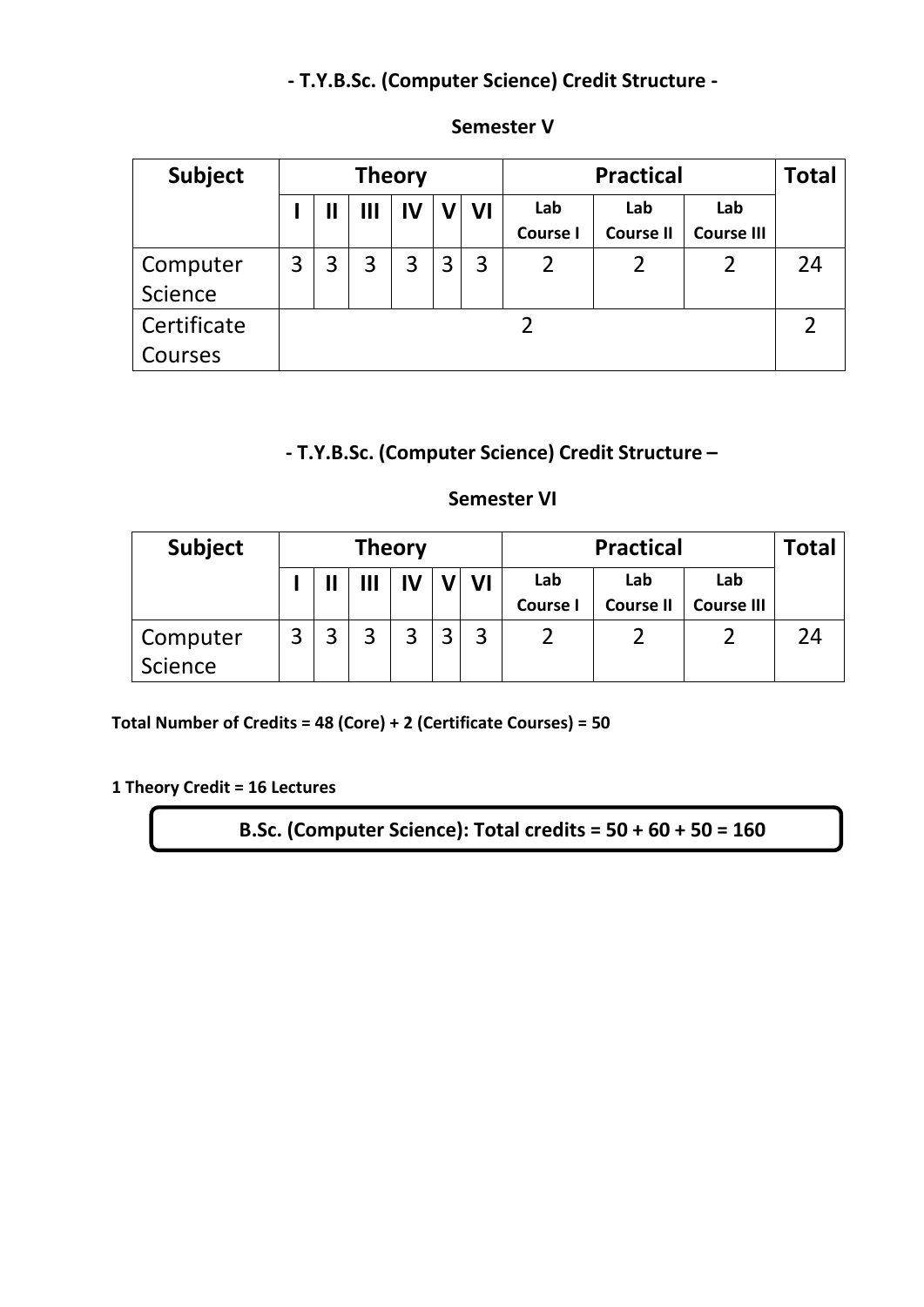**- T.Y.B.Sc. (Computer Science) Credit Structure -**

**Semester V**

| Subject | Theory | | | | | | Practical | | | Total |
|---|---|---|---|---|---|---|---|---|---|---|
| | I | II | III | IV | V | VI | Lab Course I | Lab Course II | Lab Course III | |
| Computer Science | 3 | 3 | 3 | 3 | 3 | 3 | 2 | 2 | 2 | 24 |
| Certificate Courses | 2 | | | | | | | | | 2 |

**- T.Y.B.Sc. (Computer Science) Credit Structure –**

**Semester VI**

| Subject | Theory | | | | | | Practical | | | Total |
|---|---|---|---|---|---|---|---|---|---|---|
| | I | II | III | IV | V | VI | Lab Course I | Lab Course II | Lab Course III | |
| Computer Science | 3 | 3 | 3 | 3 | 3 | 3 | 2 | 2 | 2 | 24 |

**Total Number of Credits = 48 (Core) + 2 (Certificate Courses) = 50**

**1 Theory Credit = 16 Lectures**

**B.Sc. (Computer Science): Total credits = 50 + 60 + 50 = 160**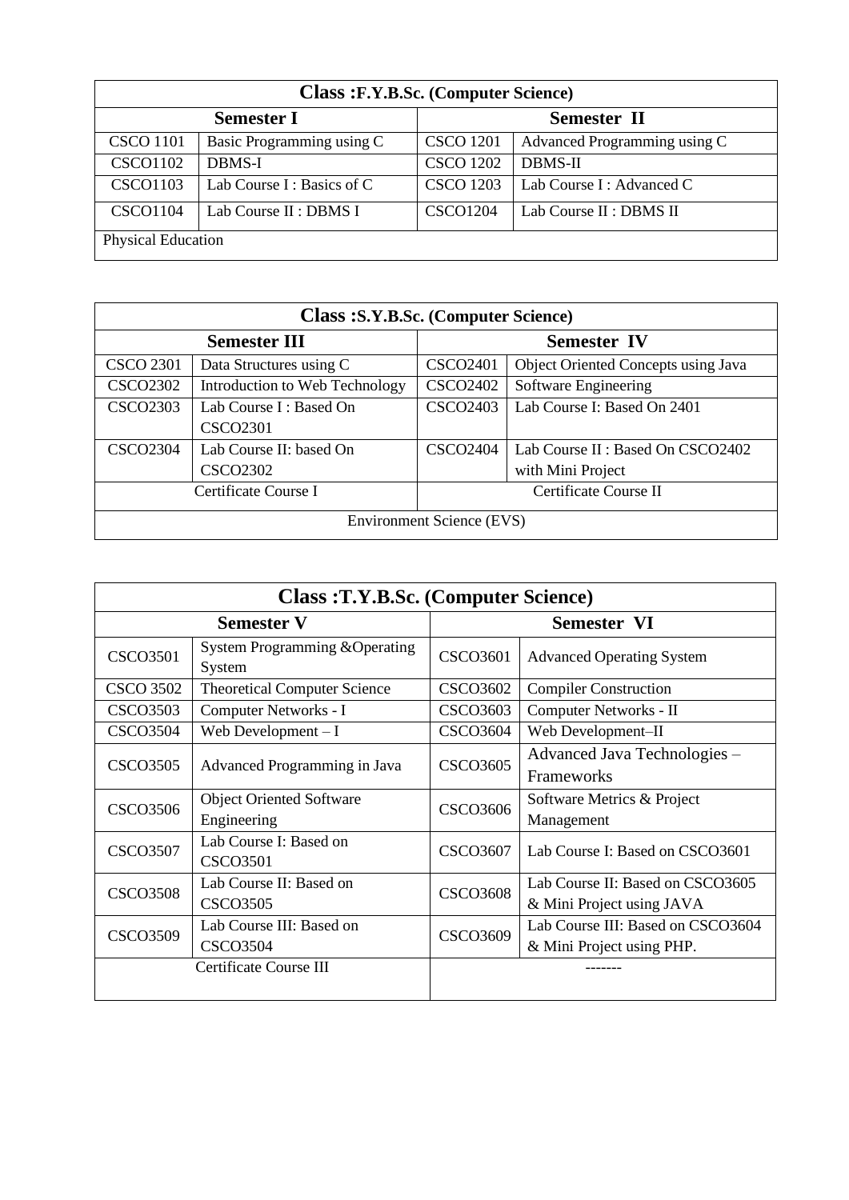| Class :F.Y.B.Sc. (Computer Science) | | | |
|---|---|---|---|
| **Semester I** | | **Semester II** | |
| CSCO 1101 | Basic Programming using C | CSCO 1201 | Advanced Programming using C |
| CSCO1102 | DBMS-I | CSCO 1202 | DBMS-II |
| CSCO1103 | Lab Course I : Basics of C | CSCO 1203 | Lab Course I : Advanced C |
| CSCO1104 | Lab Course II : DBMS I | CSCO1204 | Lab Course II : DBMS II |
| Physical Education | | | |

| Class :S.Y.B.Sc. (Computer Science) | | | |
|---|---|---|---|
| **Semester III** | | **Semester IV** | |
| CSCO 2301 | Data Structures using C | CSCO2401 | Object Oriented Concepts using Java |
| CSCO2302 | Introduction to Web Technology | CSCO2402 | Software Engineering |
| CSCO2303 | Lab Course I : Based On CSCO2301 | CSCO2403 | Lab Course I: Based On 2401 |
| CSCO2304 | Lab Course II: based On CSCO2302 | CSCO2404 | Lab Course II : Based On CSCO2402 with Mini Project |
| Certificate Course I | | Certificate Course II | |
| Environment Science (EVS) | | | |

| Class :T.Y.B.Sc. (Computer Science) | | | |
|---|---|---|---|
| **Semester V** | | **Semester VI** | |
| CSCO3501 | System Programming &Operating System | CSCO3601 | Advanced Operating System |
| CSCO 3502 | Theoretical Computer Science | CSCO3602 | Compiler Construction |
| CSCO3503 | Computer Networks - I | CSCO3603 | Computer Networks - II |
| CSCO3504 | Web Development – I | CSCO3604 | Web Development–II |
| CSCO3505 | Advanced Programming in Java | CSCO3605 | Advanced Java Technologies – Frameworks |
| CSCO3506 | Object Oriented Software Engineering | CSCO3606 | Software Metrics & Project Management |
| CSCO3507 | Lab Course I: Based on CSCO3501 | CSCO3607 | Lab Course I: Based on CSCO3601 |
| CSCO3508 | Lab Course II: Based on CSCO3505 | CSCO3608 | Lab Course II: Based on CSCO3605 & Mini Project using JAVA |
| CSCO3509 | Lab Course III: Based on CSCO3504 | CSCO3609 | Lab Course III: Based on CSCO3604 & Mini Project using PHP. |
| Certificate Course III | | ------- | |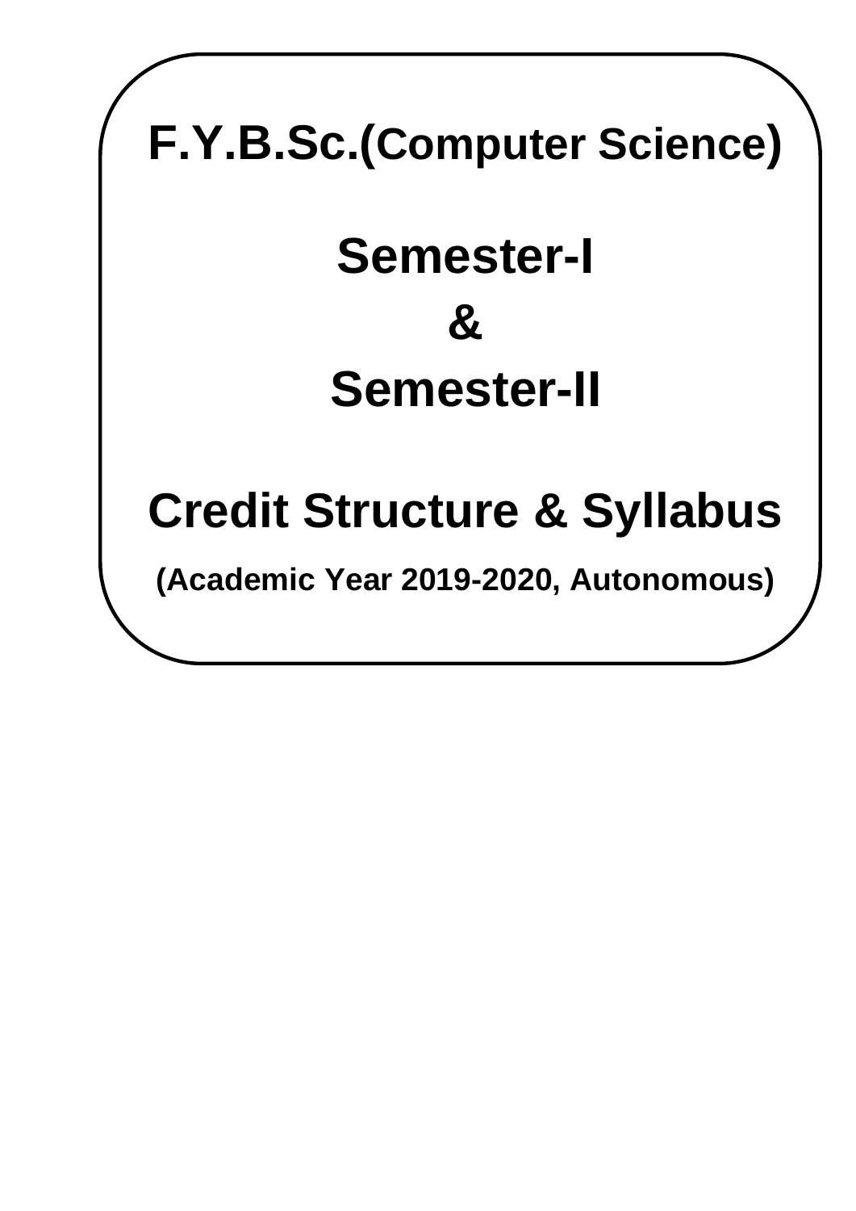# F.Y.B.Sc.(Computer Science)

# Semester-I

# &

# Semester-II

# Credit Structure & Syllabus

**(Academic Year 2019-2020, Autonomous)**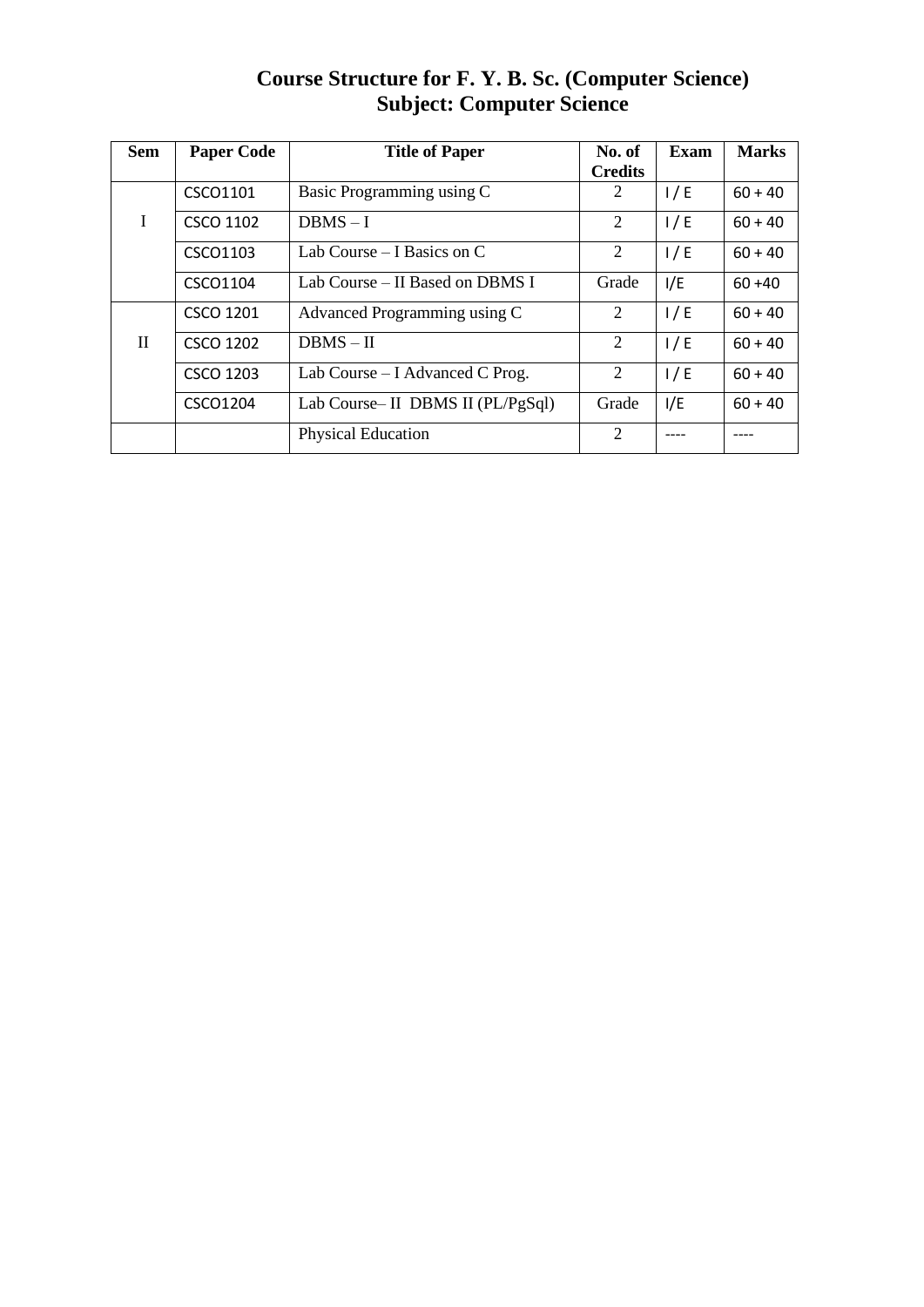# Course Structure for F. Y. B. Sc. (Computer Science)

## Subject: Computer Science

| Sem | Paper Code | Title of Paper | No. of Credits | Exam | Marks |
|---|---|---|---|---|---|
| I | CSCO1101 | Basic Programming using C | 2 | I / E | 60 + 40 |
| | CSCO 1102 | DBMS – I | 2 | I / E | 60 + 40 |
| | CSCO1103 | Lab Course – I Basics on C | 2 | I / E | 60 + 40 |
| | CSCO1104 | Lab Course – II Based on DBMS I | Grade | I/E | 60 +40 |
| II | CSCO 1201 | Advanced Programming using C | 2 | I / E | 60 + 40 |
| | CSCO 1202 | DBMS – II | 2 | I / E | 60 + 40 |
| | CSCO 1203 | Lab Course – I Advanced C Prog. | 2 | I / E | 60 + 40 |
| | CSCO1204 | Lab Course– II DBMS II (PL/PgSql) | Grade | I/E | 60 + 40 |
| | | Physical Education | 2 | ---- | ---- |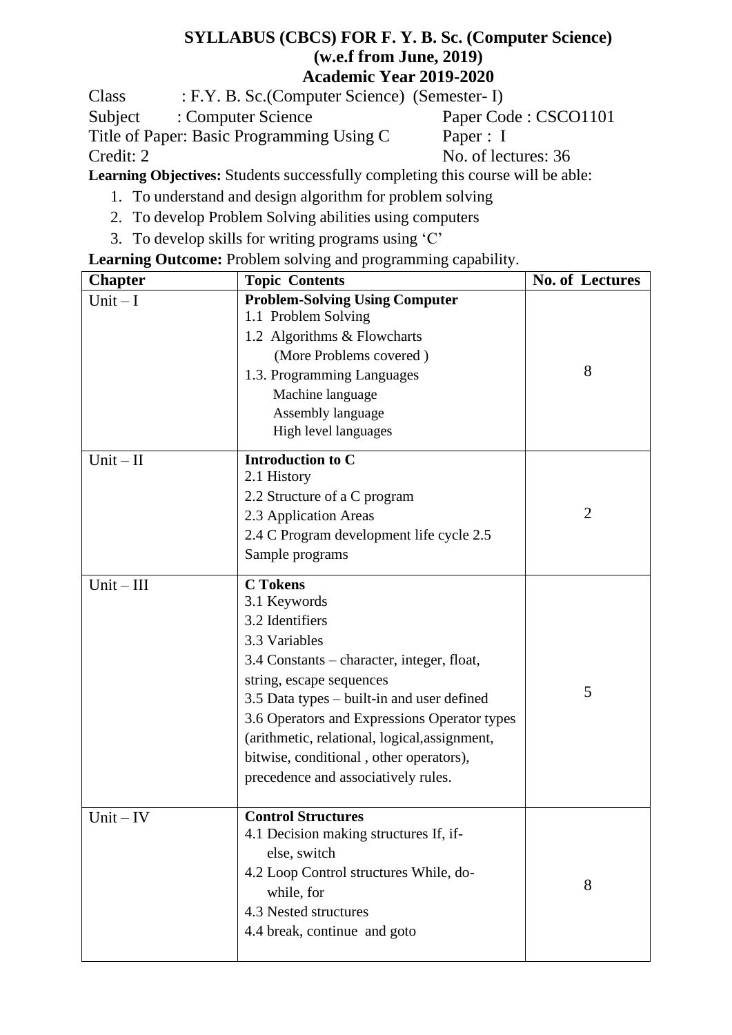**SYLLABUS (CBCS) FOR F. Y. B. Sc. (Computer Science)**
**(w.e.f from June, 2019)**
**Academic Year 2019-2020**

Class : F.Y. B. Sc.(Computer Science) (Semester- I)
Subject : Computer Science Paper Code : CSCO1101
Title of Paper: Basic Programming Using C Paper : I
Credit: 2 No. of lectures: 36

**Learning Objectives:** Students successfully completing this course will be able:

1. To understand and design algorithm for problem solving
2. To develop Problem Solving abilities using computers
3. To develop skills for writing programs using 'C'

**Learning Outcome:** Problem solving and programming capability.

| Chapter | Topic Contents | No. of Lectures |
|---|---|---|
| Unit – I | **Problem-Solving Using Computer**<br>1.1 Problem Solving<br>1.2 Algorithms & Flowcharts<br>(More Problems covered )<br>1.3. Programming Languages<br>Machine language<br>Assembly language<br>High level languages | 8 |
| Unit – II | **Introduction to C**<br>2.1 History<br>2.2 Structure of a C program<br>2.3 Application Areas<br>2.4 C Program development life cycle 2.5<br>Sample programs | 2 |
| Unit – III | **C Tokens**<br>3.1 Keywords<br>3.2 Identifiers<br>3.3 Variables<br>3.4 Constants – character, integer, float, string, escape sequences<br>3.5 Data types – built-in and user defined<br>3.6 Operators and Expressions Operator types (arithmetic, relational, logical,assignment, bitwise, conditional , other operators), precedence and associatively rules. | 5 |
| Unit – IV | **Control Structures**<br>4.1 Decision making structures If, if-else, switch<br>4.2 Loop Control structures While, do-while, for<br>4.3 Nested structures<br>4.4 break, continue and goto | 8 |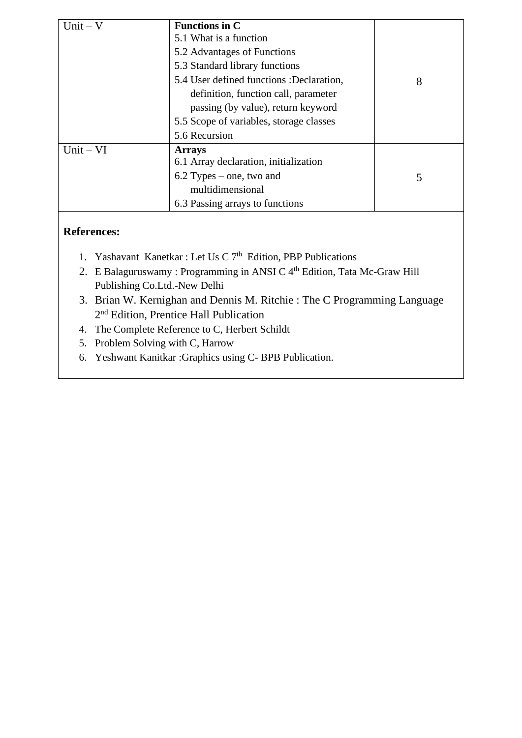| | | |
|---|---|---|
| Unit – V | **Functions in C**<br>5.1 What is a function<br>5.2 Advantages of Functions<br>5.3 Standard library functions<br>5.4 User defined functions :Declaration, definition, function call, parameter passing (by value), return keyword<br>5.5 Scope of variables, storage classes<br>5.6 Recursion | 8 |
| Unit – VI | **Arrays**<br>6.1 Array declaration, initialization<br>6.2 Types – one, two and multidimensional<br>6.3 Passing arrays to functions | 5 |

**References:**

1. Yashavant Kanetkar : Let Us C 7th Edition, PBP Publications
2. E Balaguruswamy : Programming in ANSI C 4th Edition, Tata Mc-Graw Hill Publishing Co.Ltd.-New Delhi
3. Brian W. Kernighan and Dennis M. Ritchie : The C Programming Language 2nd Edition, Prentice Hall Publication
4. The Complete Reference to C, Herbert Schildt
5. Problem Solving with C, Harrow
6. Yeshwant Kanitkar :Graphics using C- BPB Publication.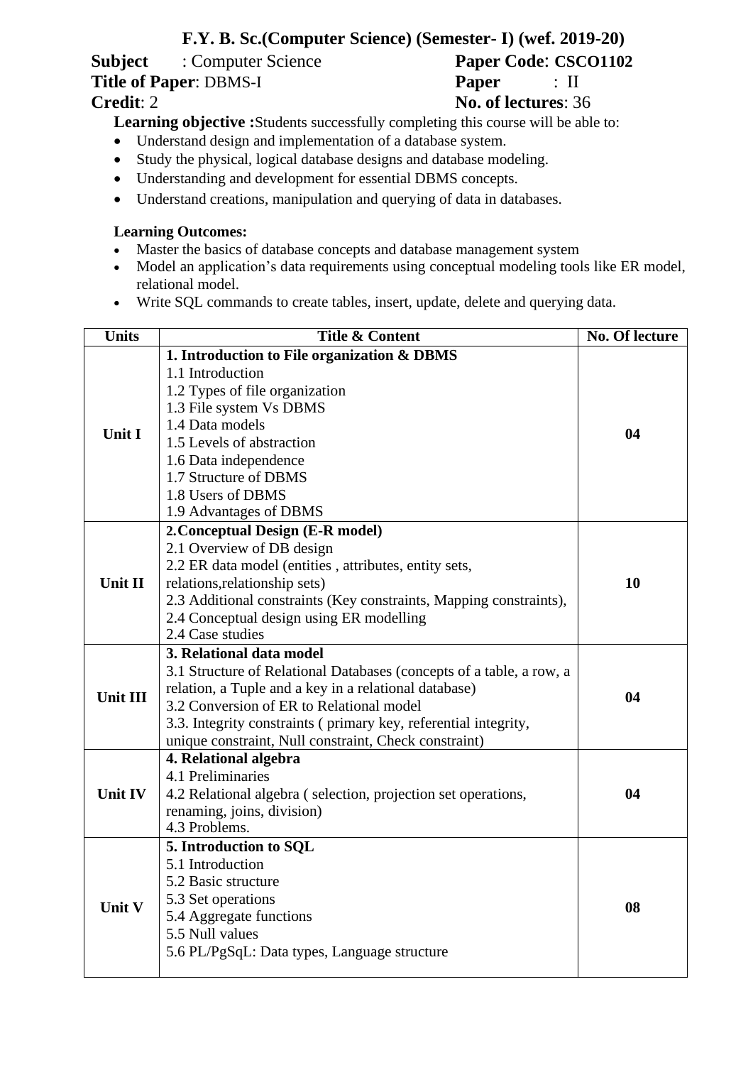# F.Y. B. Sc.(Computer Science) (Semester- I) (wef. 2019-20)

**Subject** : Computer Science **Paper Code**: **CSCO1102**
**Title of Paper**: DBMS-I **Paper** : II
**Credit**: 2 **No. of lectures**: 36

**Learning objective :**Students successfully completing this course will be able to:

- Understand design and implementation of a database system.
- Study the physical, logical database designs and database modeling.
- Understanding and development for essential DBMS concepts.
- Understand creations, manipulation and querying of data in databases.

**Learning Outcomes:**

- Master the basics of database concepts and database management system
- Model an application's data requirements using conceptual modeling tools like ER model, relational model.
- Write SQL commands to create tables, insert, update, delete and querying data.

| Units | Title & Content | No. Of lecture |
|---|---|---|
| **Unit I** | **1. Introduction to File organization & DBMS**<br>1.1 Introduction<br>1.2 Types of file organization<br>1.3 File system Vs DBMS<br>1.4 Data models<br>1.5 Levels of abstraction<br>1.6 Data independence<br>1.7 Structure of DBMS<br>1.8 Users of DBMS<br>1.9 Advantages of DBMS | **04** |
| **Unit II** | **2.Conceptual Design (E-R model)**<br>2.1 Overview of DB design<br>2.2 ER data model (entities , attributes, entity sets, relations,relationship sets)<br>2.3 Additional constraints (Key constraints, Mapping constraints),<br>2.4 Conceptual design using ER modelling<br>2.4 Case studies | **10** |
| **Unit III** | **3. Relational data model**<br>3.1 Structure of Relational Databases (concepts of a table, a row, a relation, a Tuple and a key in a relational database)<br>3.2 Conversion of ER to Relational model<br>3.3. Integrity constraints ( primary key, referential integrity, unique constraint, Null constraint, Check constraint) | **04** |
| **Unit IV** | **4. Relational algebra**<br>4.1 Preliminaries<br>4.2 Relational algebra ( selection, projection set operations, renaming, joins, division)<br>4.3 Problems. | **04** |
| **Unit V** | **5. Introduction to SQL**<br>5.1 Introduction<br>5.2 Basic structure<br>5.3 Set operations<br>5.4 Aggregate functions<br>5.5 Null values<br>5.6 PL/PgSqL: Data types, Language structure | **08** |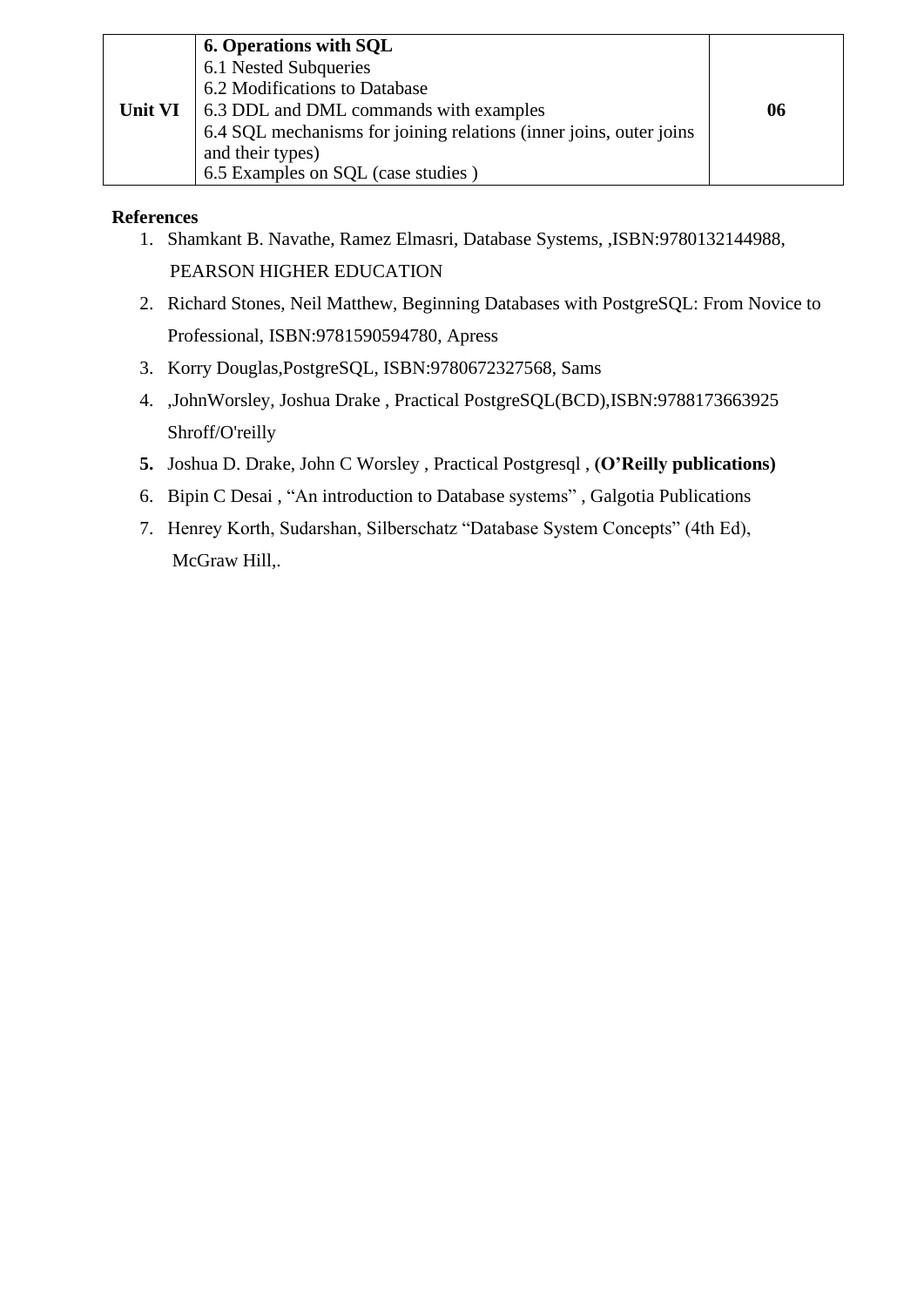| Unit VI | **6. Operations with SQL**<br>6.1 Nested Subqueries<br>6.2 Modifications to Database<br>6.3 DDL and DML commands with examples<br>6.4 SQL mechanisms for joining relations (inner joins, outer joins and their types)<br>6.5 Examples on SQL (case studies ) | 06 |
|---|---|---|

**References**

1. Shamkant B. Navathe, Ramez Elmasri, Database Systems, ,ISBN:9780132144988, PEARSON HIGHER EDUCATION
2. Richard Stones, Neil Matthew, Beginning Databases with PostgreSQL: From Novice to Professional, ISBN:9781590594780, Apress
3. Korry Douglas,PostgreSQL, ISBN:9780672327568, Sams
4. ,JohnWorsley, Joshua Drake , Practical PostgreSQL(BCD),ISBN:9788173663925 Shroff/O'reilly
5. Joshua D. Drake, John C Worsley , Practical Postgresql , **(O'Reilly publications)**
6. Bipin C Desai , "An introduction to Database systems" , Galgotia Publications
7. Henrey Korth, Sudarshan, Silberschatz "Database System Concepts" (4th Ed), McGraw Hill,.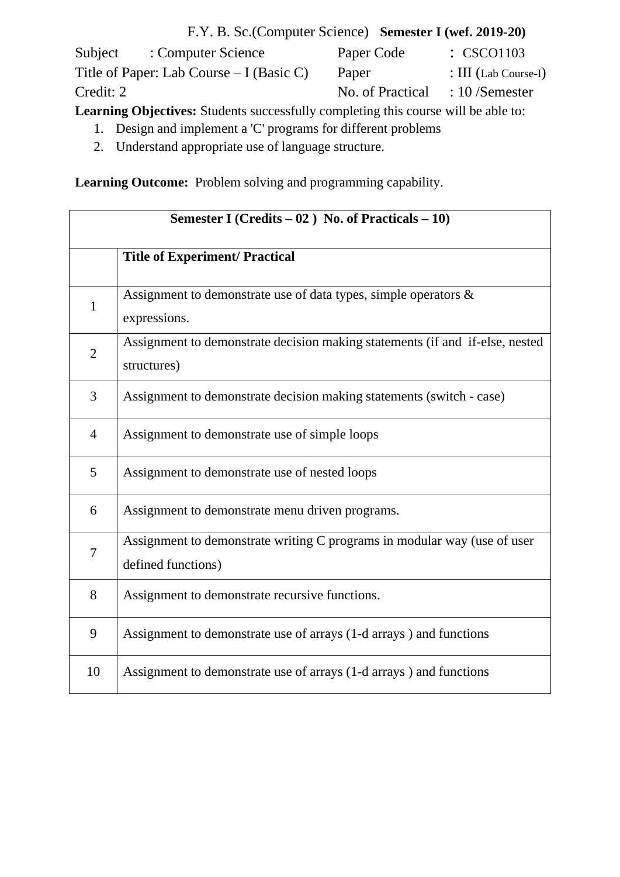F.Y. B. Sc.(Computer Science) **Semester I (wef. 2019-20)**

Subject : Computer Science | Paper Code : CSCO1103

Title of Paper: Lab Course – I (Basic C) | Paper : III (Lab Course-I)

Credit: 2 | No. of Practical : 10 /Semester

**Learning Objectives:** Students successfully completing this course will be able to:

1. Design and implement a 'C' programs for different problems
2. Understand appropriate use of language structure.

**Learning Outcome:** Problem solving and programming capability.

| **Semester I (Credits – 02 ) No. of Practicals – 10)** | |
|---|---|
| | **Title of Experiment/ Practical** |
| 1 | Assignment to demonstrate use of data types, simple operators & expressions. |
| 2 | Assignment to demonstrate decision making statements (if and if-else, nested structures) |
| 3 | Assignment to demonstrate decision making statements (switch - case) |
| 4 | Assignment to demonstrate use of simple loops |
| 5 | Assignment to demonstrate use of nested loops |
| 6 | Assignment to demonstrate menu driven programs. |
| 7 | Assignment to demonstrate writing C programs in modular way (use of user defined functions) |
| 8 | Assignment to demonstrate recursive functions. |
| 9 | Assignment to demonstrate use of arrays (1-d arrays ) and functions |
| 10 | Assignment to demonstrate use of arrays (1-d arrays ) and functions |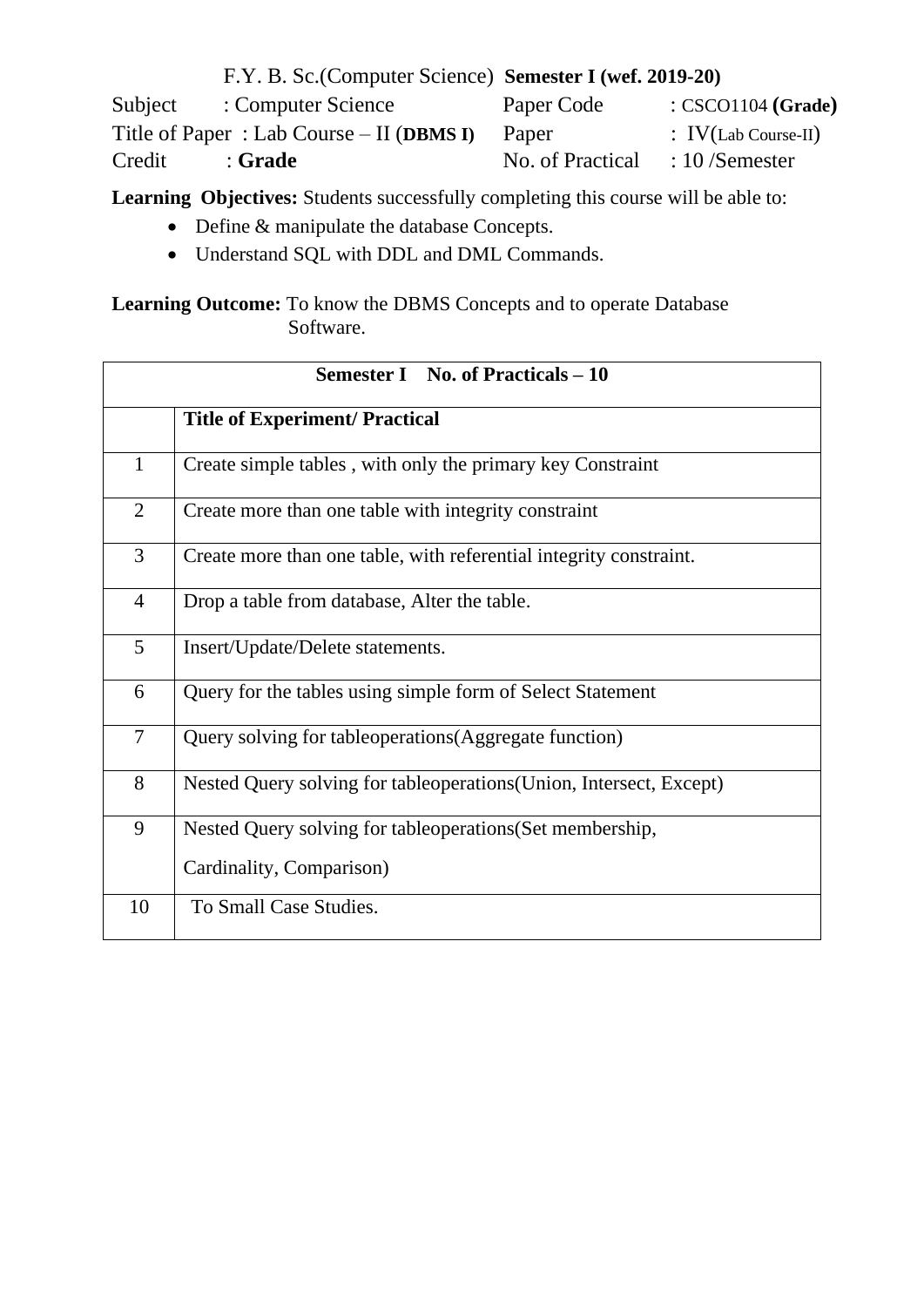F.Y. B. Sc.(Computer Science) **Semester I (wef. 2019-20)**

Subject : Computer Science  
Paper Code : CSCO1104 **(Grade)**  
Title of Paper : Lab Course – II (**DBMS I)**  
Paper : IV(Lab Course-II)  
Credit : **Grade**  
No. of Practical : 10 /Semester

**Learning Objectives:** Students successfully completing this course will be able to:

- Define & manipulate the database Concepts.
- Understand SQL with DDL and DML Commands.

**Learning Outcome:** To know the DBMS Concepts and to operate Database Software.

| **Semester I No. of Practicals – 10** | |
|---|---|
| | **Title of Experiment/ Practical** |
| 1 | Create simple tables , with only the primary key Constraint |
| 2 | Create more than one table with integrity constraint |
| 3 | Create more than one table, with referential integrity constraint. |
| 4 | Drop a table from database, Alter the table. |
| 5 | Insert/Update/Delete statements. |
| 6 | Query for the tables using simple form of Select Statement |
| 7 | Query solving for tableoperations(Aggregate function) |
| 8 | Nested Query solving for tableoperations(Union, Intersect, Except) |
| 9 | Nested Query solving for tableoperations(Set membership, Cardinality, Comparison) |
| 10 | To Small Case Studies. |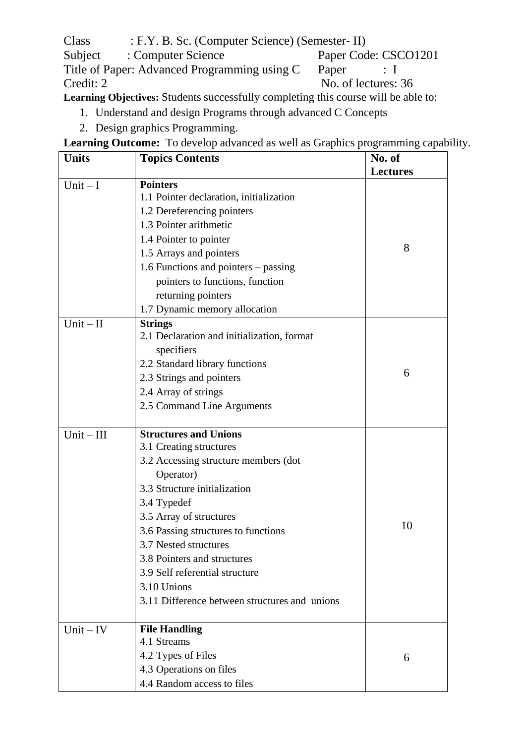Class : F.Y. B. Sc. (Computer Science) (Semester- II)
Subject : Computer Science Paper Code: CSCO1201
Title of Paper: Advanced Programming using C Paper : I
Credit: 2 No. of lectures: 36

**Learning Objectives:** Students successfully completing this course will be able to:

1. Understand and design Programs through advanced C Concepts
2. Design graphics Programming.

**Learning Outcome:** To develop advanced as well as Graphics programming capability.

| **Units** | **Topics Contents** | **No. of Lectures** |
|---|---|---|
| Unit – I | **Pointers**<br>1.1 Pointer declaration, initialization<br>1.2 Dereferencing pointers<br>1.3 Pointer arithmetic<br>1.4 Pointer to pointer<br>1.5 Arrays and pointers<br>1.6 Functions and pointers – passing pointers to functions, function returning pointers<br>1.7 Dynamic memory allocation | 8 |
| Unit – II | **Strings**<br>2.1 Declaration and initialization, format specifiers<br>2.2 Standard library functions<br>2.3 Strings and pointers<br>2.4 Array of strings<br>2.5 Command Line Arguments | 6 |
| Unit – III | **Structures and Unions**<br>3.1 Creating structures<br>3.2 Accessing structure members (dot Operator)<br>3.3 Structure initialization<br>3.4 Typedef<br>3.5 Array of structures<br>3.6 Passing structures to functions<br>3.7 Nested structures<br>3.8 Pointers and structures<br>3.9 Self referential structure<br>3.10 Unions<br>3.11 Difference between structures and unions | 10 |
| Unit – IV | **File Handling**<br>4.1 Streams<br>4.2 Types of Files<br>4.3 Operations on files<br>4.4 Random access to files | 6 |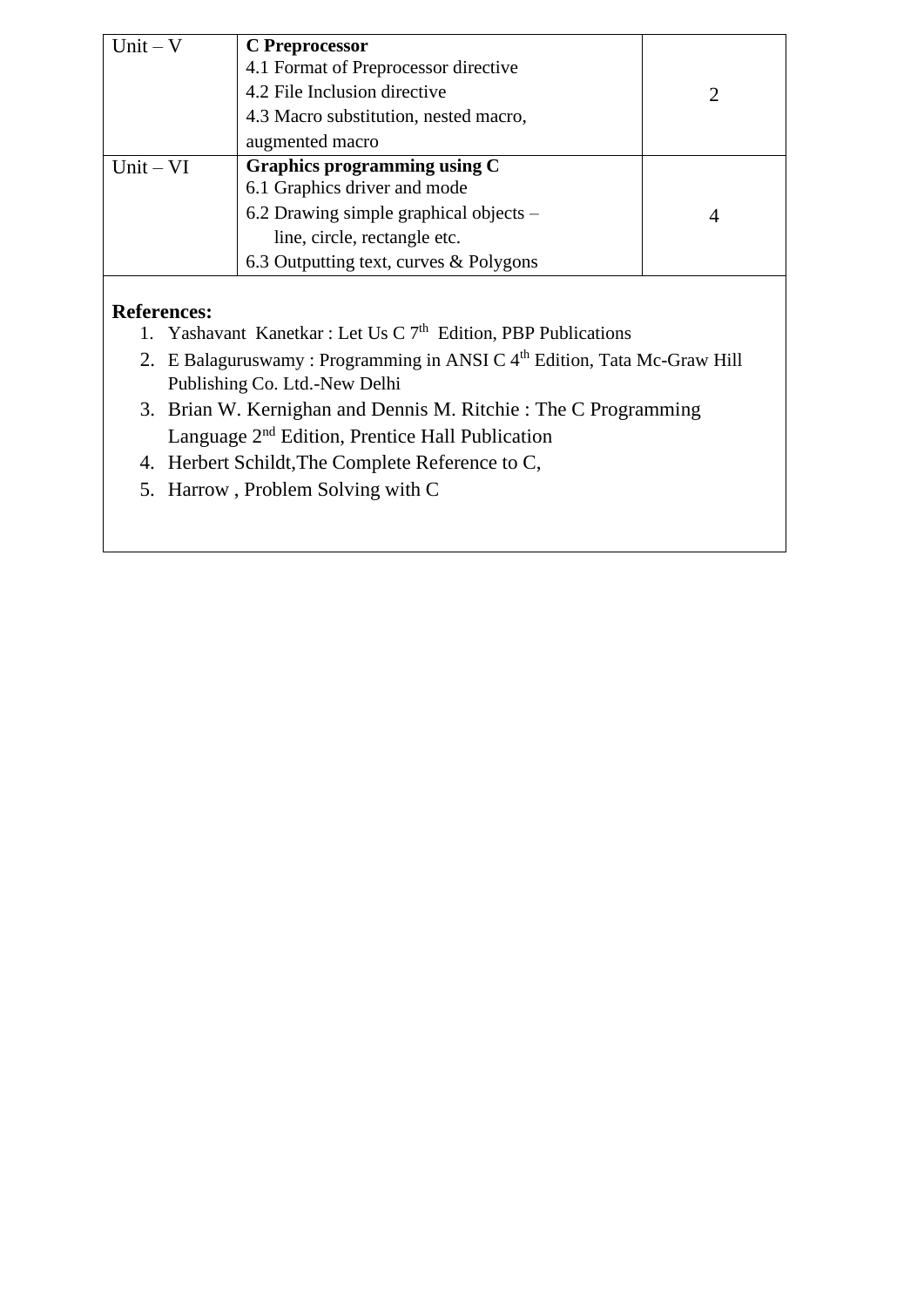| | | |
|---|---|---|
| Unit – V | **C Preprocessor**<br>4.1 Format of Preprocessor directive<br>4.2 File Inclusion directive<br>4.3 Macro substitution, nested macro, augmented macro | 2 |
| Unit – VI | **Graphics programming using C**<br>6.1 Graphics driver and mode<br>6.2 Drawing simple graphical objects – line, circle, rectangle etc.<br>6.3 Outputting text, curves & Polygons | 4 |

**References:**

1. Yashavant Kanetkar : Let Us C 7th Edition, PBP Publications
2. E Balaguruswamy : Programming in ANSI C 4th Edition, Tata Mc-Graw Hill Publishing Co. Ltd.-New Delhi
3. Brian W. Kernighan and Dennis M. Ritchie : The C Programming Language 2nd Edition, Prentice Hall Publication
4. Herbert Schildt,The Complete Reference to C,
5. Harrow , Problem Solving with C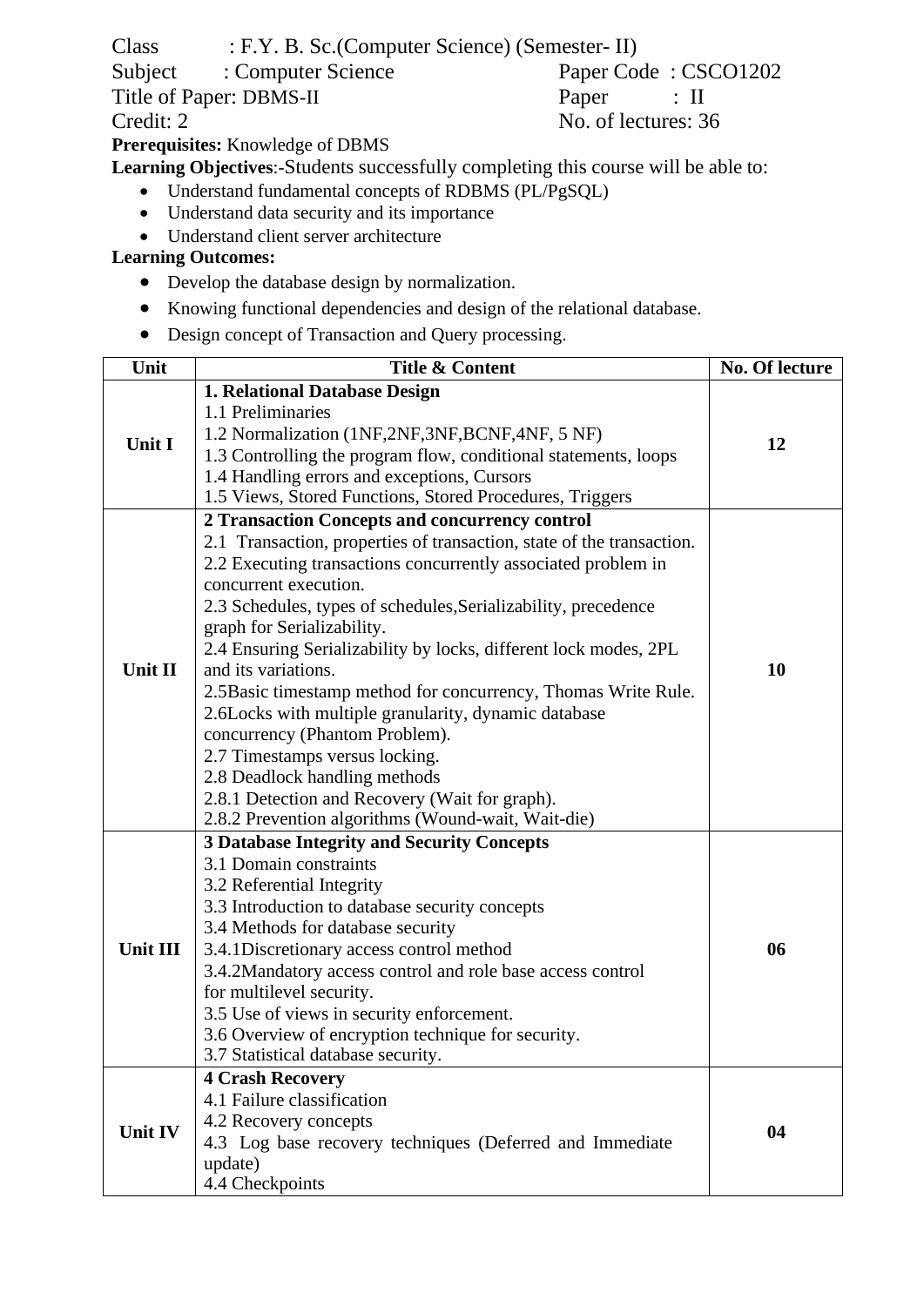Class : F.Y. B. Sc.(Computer Science) (Semester- II)

Subject : Computer Science Paper Code : CSCO1202

Title of Paper: DBMS-II Paper : II

Credit: 2 No. of lectures: 36

**Prerequisites:** Knowledge of DBMS

**Learning Objectives**:-Students successfully completing this course will be able to:

- Understand fundamental concepts of RDBMS (PL/PgSQL)
- Understand data security and its importance
- Understand client server architecture

**Learning Outcomes:**

- Develop the database design by normalization.
- Knowing functional dependencies and design of the relational database.
- Design concept of Transaction and Query processing.

| Unit | Title & Content | No. Of lecture |
|---|---|---|
| **Unit I** | **1. Relational Database Design**<br>1.1 Preliminaries<br>1.2 Normalization (1NF,2NF,3NF,BCNF,4NF, 5 NF)<br>1.3 Controlling the program flow, conditional statements, loops<br>1.4 Handling errors and exceptions, Cursors<br>1.5 Views, Stored Functions, Stored Procedures, Triggers | **12** |
| **Unit II** | **2 Transaction Concepts and concurrency control**<br>2.1 Transaction, properties of transaction, state of the transaction.<br>2.2 Executing transactions concurrently associated problem in concurrent execution.<br>2.3 Schedules, types of schedules,Serializability, precedence graph for Serializability.<br>2.4 Ensuring Serializability by locks, different lock modes, 2PL and its variations.<br>2.5Basic timestamp method for concurrency, Thomas Write Rule.<br>2.6Locks with multiple granularity, dynamic database concurrency (Phantom Problem).<br>2.7 Timestamps versus locking.<br>2.8 Deadlock handling methods<br>2.8.1 Detection and Recovery (Wait for graph).<br>2.8.2 Prevention algorithms (Wound-wait, Wait-die) | **10** |
| **Unit III** | **3 Database Integrity and Security Concepts**<br>3.1 Domain constraints<br>3.2 Referential Integrity<br>3.3 Introduction to database security concepts<br>3.4 Methods for database security<br>3.4.1Discretionary access control method<br>3.4.2Mandatory access control and role base access control for multilevel security.<br>3.5 Use of views in security enforcement.<br>3.6 Overview of encryption technique for security.<br>3.7 Statistical database security. | **06** |
| **Unit IV** | **4 Crash Recovery**<br>4.1 Failure classification<br>4.2 Recovery concepts<br>4.3 Log base recovery techniques (Deferred and Immediate update)<br>4.4 Checkpoints | **04** |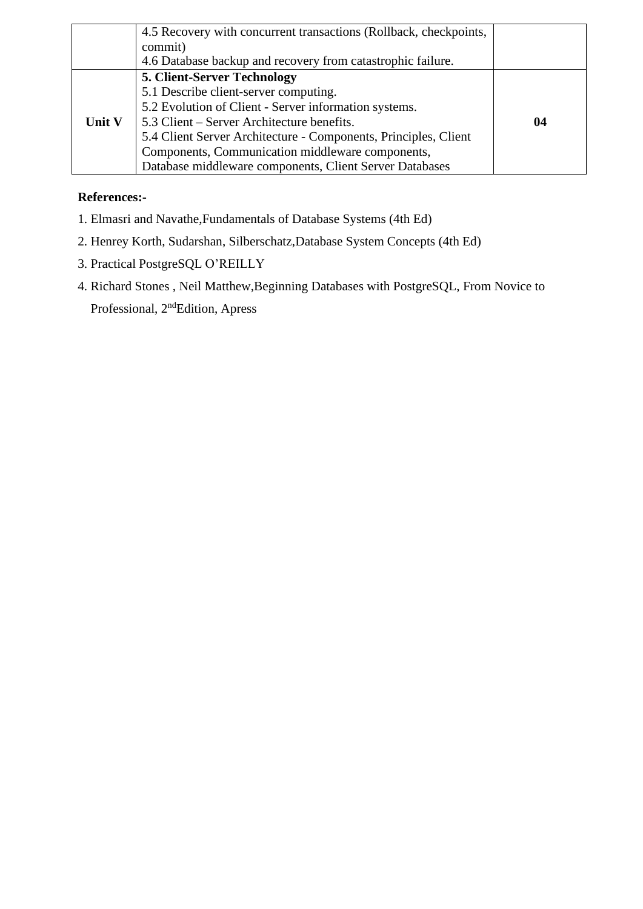| | | |
|---|---|---|
| | 4.5 Recovery with concurrent transactions (Rollback, checkpoints, commit)<br>4.6 Database backup and recovery from catastrophic failure. | |
| **Unit V** | **5. Client-Server Technology**<br>5.1 Describe client-server computing.<br>5.2 Evolution of Client - Server information systems.<br>5.3 Client – Server Architecture benefits.<br>5.4 Client Server Architecture - Components, Principles, Client Components, Communication middleware components, Database middleware components, Client Server Databases | **04** |

**References:-**

1. Elmasri and Navathe,Fundamentals of Database Systems (4th Ed)
2. Henrey Korth, Sudarshan, Silberschatz,Database System Concepts (4th Ed)
3. Practical PostgreSQL O'REILLY
4. Richard Stones , Neil Matthew,Beginning Databases with PostgreSQL, From Novice to Professional, 2ndEdition, Apress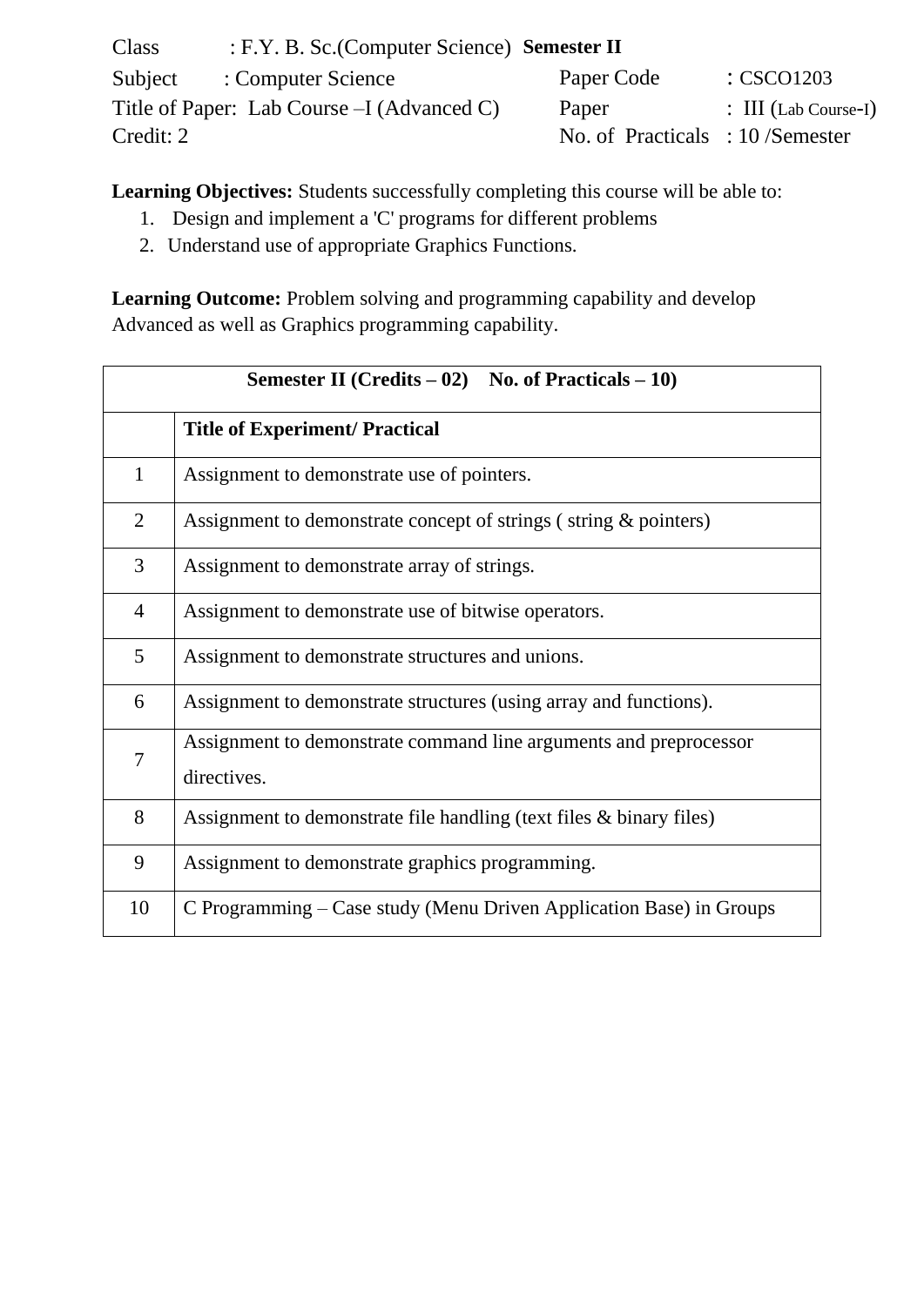Class : F.Y. B. Sc.(Computer Science) **Semester II**

Subject : Computer Science | Paper Code : CSCO1203

Title of Paper: Lab Course –I (Advanced C) | Paper : III (Lab Course-I)

Credit: 2 | No. of Practicals : 10 /Semester

**Learning Objectives:** Students successfully completing this course will be able to:

1. Design and implement a 'C' programs for different problems
2. Understand use of appropriate Graphics Functions.

**Learning Outcome:** Problem solving and programming capability and develop Advanced as well as Graphics programming capability.

| **Semester II (Credits – 02) No. of Practicals – 10)** | |
|---|---|
| | **Title of Experiment/ Practical** |
| 1 | Assignment to demonstrate use of pointers. |
| 2 | Assignment to demonstrate concept of strings ( string & pointers) |
| 3 | Assignment to demonstrate array of strings. |
| 4 | Assignment to demonstrate use of bitwise operators. |
| 5 | Assignment to demonstrate structures and unions. |
| 6 | Assignment to demonstrate structures (using array and functions). |
| 7 | Assignment to demonstrate command line arguments and preprocessor directives. |
| 8 | Assignment to demonstrate file handling (text files & binary files) |
| 9 | Assignment to demonstrate graphics programming. |
| 10 | C Programming – Case study (Menu Driven Application Base) in Groups |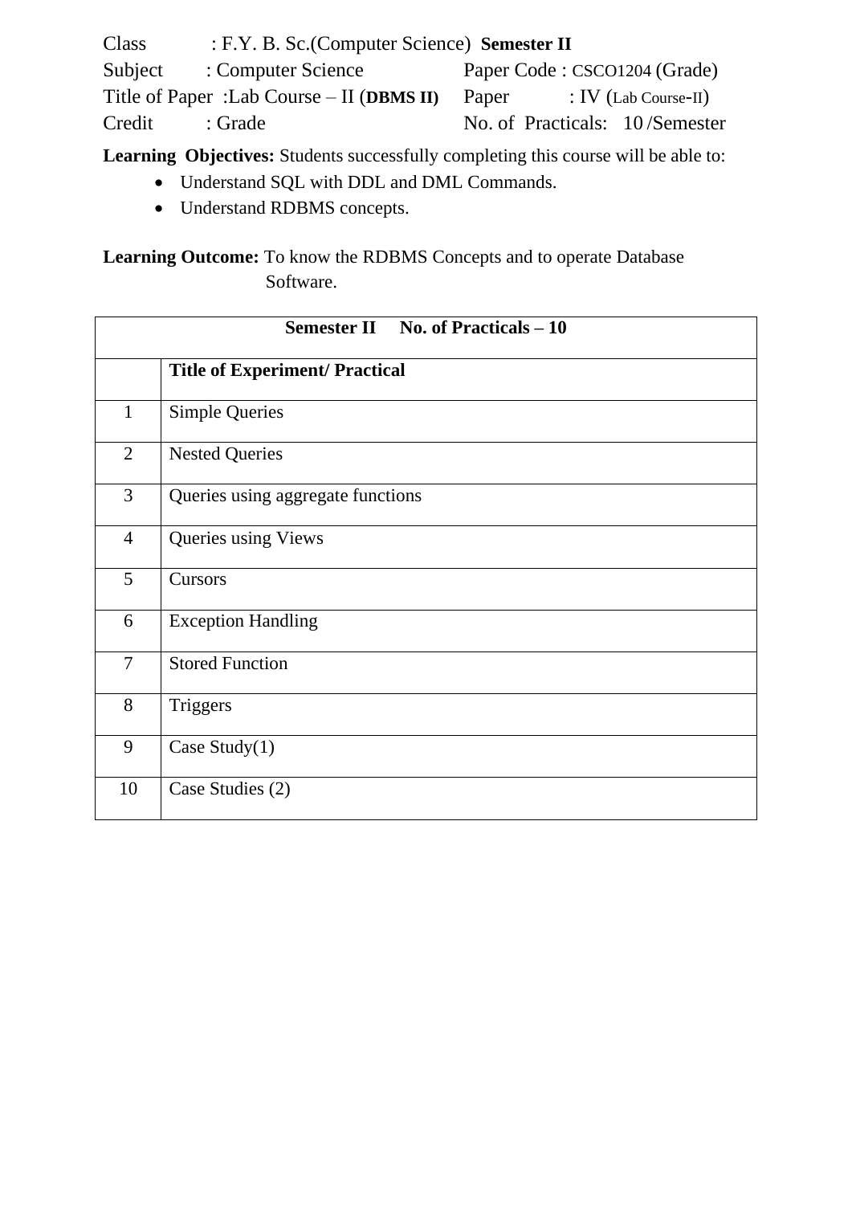Class : F.Y. B. Sc.(Computer Science) **Semester II**
Subject : Computer Science Paper Code : CSCO1204 (Grade)
Title of Paper :Lab Course – II (**DBMS II)** Paper : IV (Lab Course-II)
Credit : Grade No. of Practicals: 10 /Semester

**Learning Objectives:** Students successfully completing this course will be able to:

- Understand SQL with DDL and DML Commands.
- Understand RDBMS concepts.

**Learning Outcome:** To know the RDBMS Concepts and to operate Database Software.

| **Semester II No. of Practicals – 10** | |
|---|---|
| | **Title of Experiment/ Practical** |
| 1 | Simple Queries |
| 2 | Nested Queries |
| 3 | Queries using aggregate functions |
| 4 | Queries using Views |
| 5 | Cursors |
| 6 | Exception Handling |
| 7 | Stored Function |
| 8 | Triggers |
| 9 | Case Study(1) |
| 10 | Case Studies (2) |